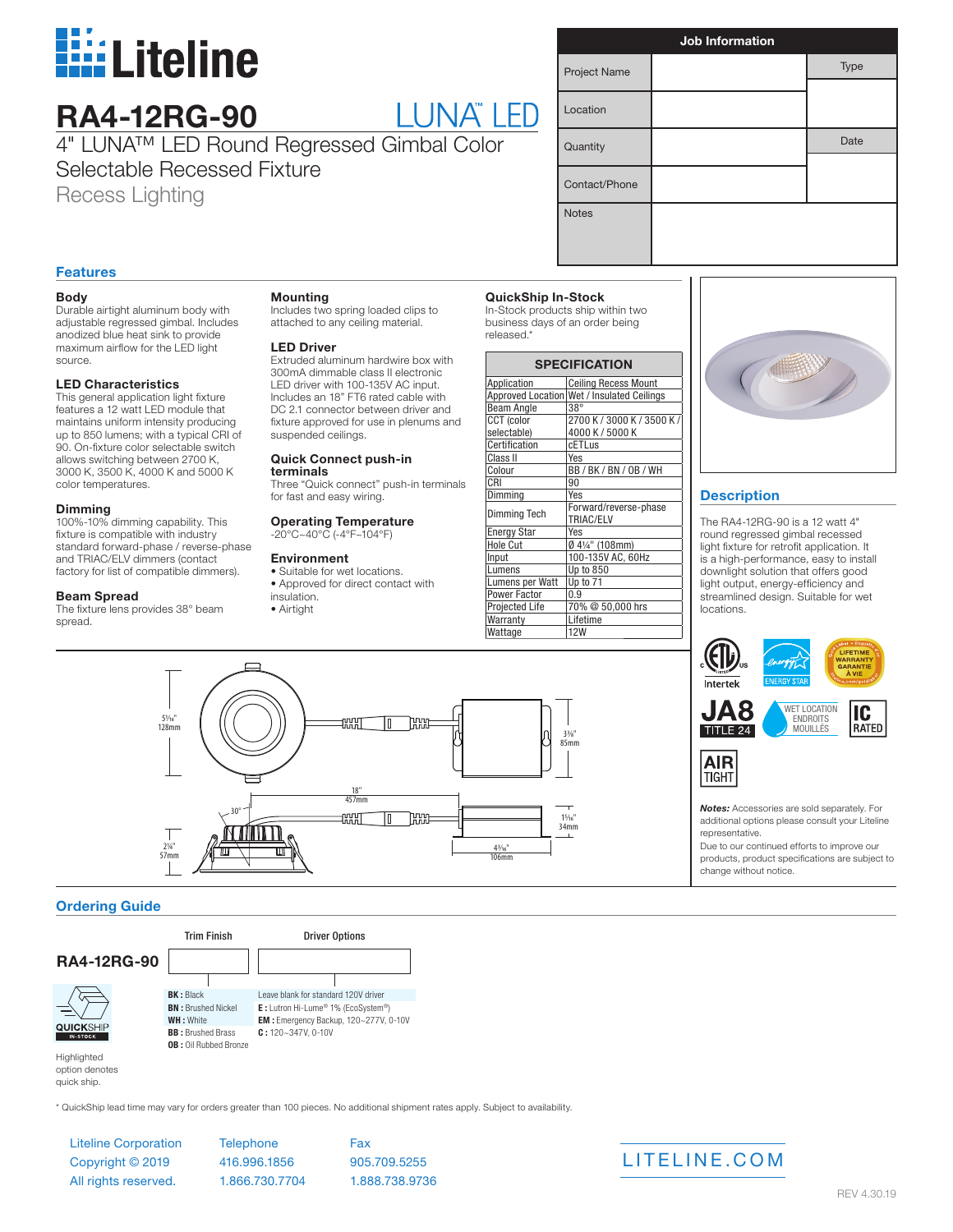# Liteline

## RA4-12RG-90 — LUNA™ LED

### 4" LUNA™ LED Round Regressed Gimbal Color Selectable Recessed Fixture

Recess Lighting

| Job Information | | |
|---|---|---|
| Project Name | | Type |
| Location | | |
| Quantity | | Date |
| Contact/Phone | | |
| Notes | | |

## Features

**Body**
Durable airtight aluminum body with adjustable regressed gimbal. Includes anodized blue heat sink to provide maximum airflow for the LED light source.

**LED Characteristics**
This general application light fixture features a 12 watt LED module that maintains uniform intensity producing up to 850 lumens; with a typical CRI of 90. On-fixture color selectable switch allows switching between 2700 K, 3000 K, 3500 K, 4000 K and 5000 K color temperatures.

**Dimming**
100%-10% dimming capability. This fixture is compatible with industry standard forward-phase / reverse-phase and TRIAC/ELV dimmers (contact factory for list of compatible dimmers).

**Beam Spread**
The fixture lens provides 38° beam spread.

**Mounting**
Includes two spring loaded clips to attached to any ceiling material.

**LED Driver**
Extruded aluminum hardwire box with 300mA dimmable class II electronic LED driver with 100-135V AC input. Includes an 18" FT6 rated cable with DC 2.1 connector between driver and fixture approved for use in plenums and suspended ceilings.

**Quick Connect push-in terminals**
Three "Quick connect" push-in terminals for fast and easy wiring.

**Operating Temperature**
-20°C~40°C (-4°F~104°F)

**Environment**
- Suitable for wet locations.
- Approved for direct contact with insulation.
- Airtight

**QuickShip In-Stock**
In-Stock products ship within two business days of an order being released.*

| SPECIFICATION | |
|---|---|
| Application | Ceiling Recess Mount |
| Approved Location | Wet / Insulated Ceilings |
| Beam Angle | 38° |
| CCT (color selectable) | 2700 K / 3000 K / 3500 K / 4000 K / 5000 K |
| Certification | cETLus |
| Class II | Yes |
| Colour | BB / BK / BN / OB / WH |
| CRI | 90 |
| Dimming | Yes |
| Dimming Tech | Forward/reverse-phase TRIAC/ELV |
| Energy Star | Yes |
| Hole Cut | Ø 4¼" (108mm) |
| Input | 100-135V AC, 60Hz |
| Lumens | Up to 850 |
| Lumens per Watt | Up to 71 |
| Power Factor | 0.9 |
| Projected Life | 70% @ 50,000 hrs |
| Warranty | Lifetime |
| Wattage | 12W |

## Description

The RA4-12RG-90 is a 12 watt 4" round regressed gimbal recessed light fixture for retrofit application. It is a high-performance, easy to install downlight solution that offers good light output, energy-efficiency and streamlined design. Suitable for wet locations.

Intertek · ENERGY STAR · LIFETIME WARRANTY / GARANTIE À VIE · JA8 TITLE 24 · WET LOCATION / ENDROITS MOUILLÉS · IC RATED · AIR TIGHT

***Notes:*** Accessories are sold separately. For additional options please consult your Liteline representative.
Due to our continued efforts to improve our products, product specifications are subject to change without notice.

Dimensions: 5¹⁄₁₆" 128mm; 3⅜" 85mm; 18" 457mm; 30°; 1⁵⁄₁₆" 34mm; 2¼" 57mm; 4³⁄₁₆" 106mm

## Ordering Guide

**RA4-12RG-90** — Trim Finish — Driver Options

| Trim Finish | Driver Options |
|---|---|
| **BK :** Black | Leave blank for standard 120V driver |
| **BN :** Brushed Nickel | **E :** Lutron Hi-Lume® 1% (EcoSystem®) |
| **WH :** White | **EM :** Emergency Backup, 120~277V, 0-10V |
| **BB :** Brushed Brass | **C :** 120~347V, 0-10V |
| **OB :** Oil Rubbed Bronze | |

QUICKSHIP IN-STOCK — Highlighted option denotes quick ship.

\* QuickShip lead time may vary for orders greater than 100 pieces. No additional shipment rates apply. Subject to availability.

Liteline Corporation | Copyright © 2019 | All rights reserved.
Telephone 416.996.1856 | 1.866.730.7704
Fax 905.709.5255 | 1.888.738.9736

LITELINE.COM

REV 4.30.19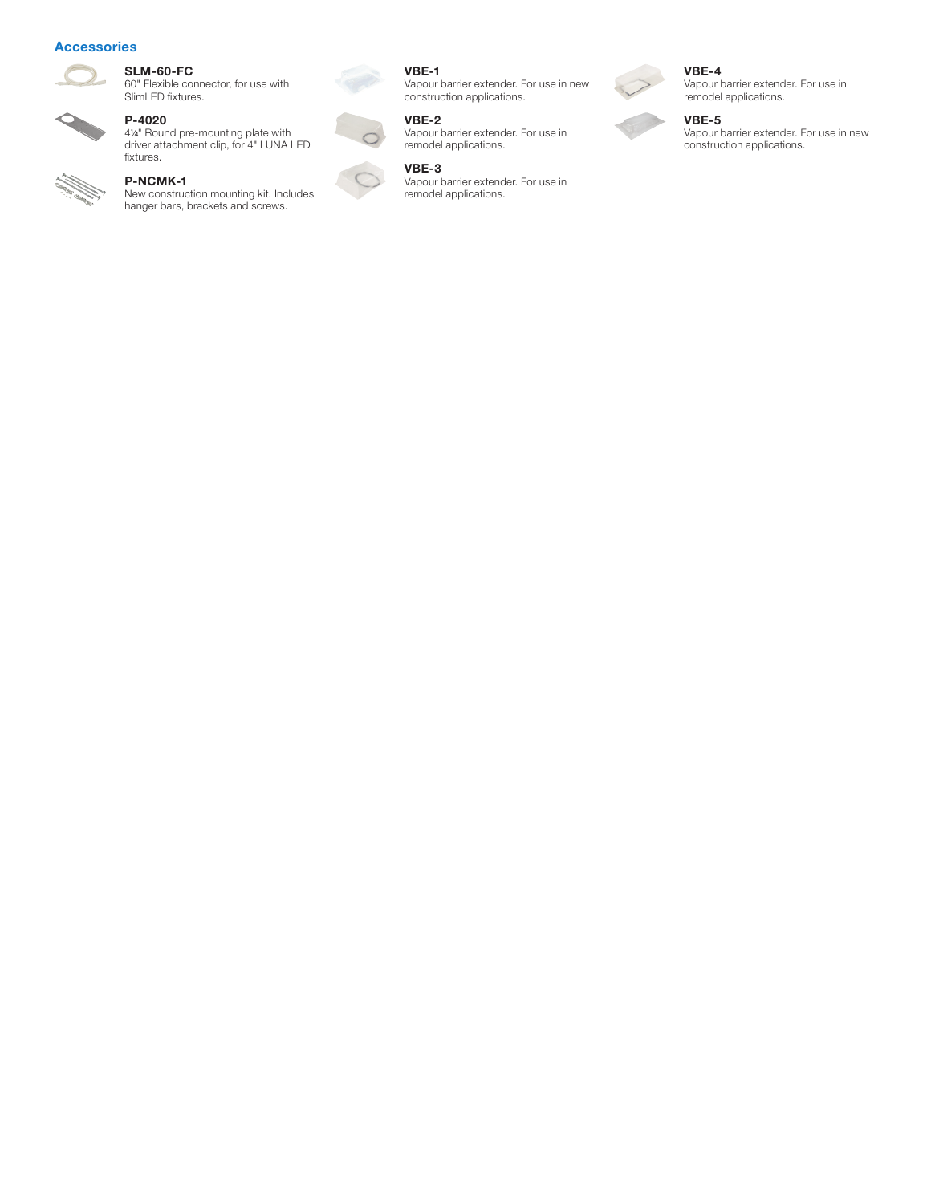## Accessories

**SLM-60-FC**
60" Flexible connector, for use with SlimLED fixtures.

**P-4020**
4¼" Round pre-mounting plate with driver attachment clip, for 4" LUNA LED fixtures.

**P-NCMK-1**
New construction mounting kit. Includes hanger bars, brackets and screws.

**VBE-1**
Vapour barrier extender. For use in new construction applications.

**VBE-2**
Vapour barrier extender. For use in remodel applications.

**VBE-3**
Vapour barrier extender. For use in remodel applications.

**VBE-4**
Vapour barrier extender. For use in remodel applications.

**VBE-5**
Vapour barrier extender. For use in new construction applications.